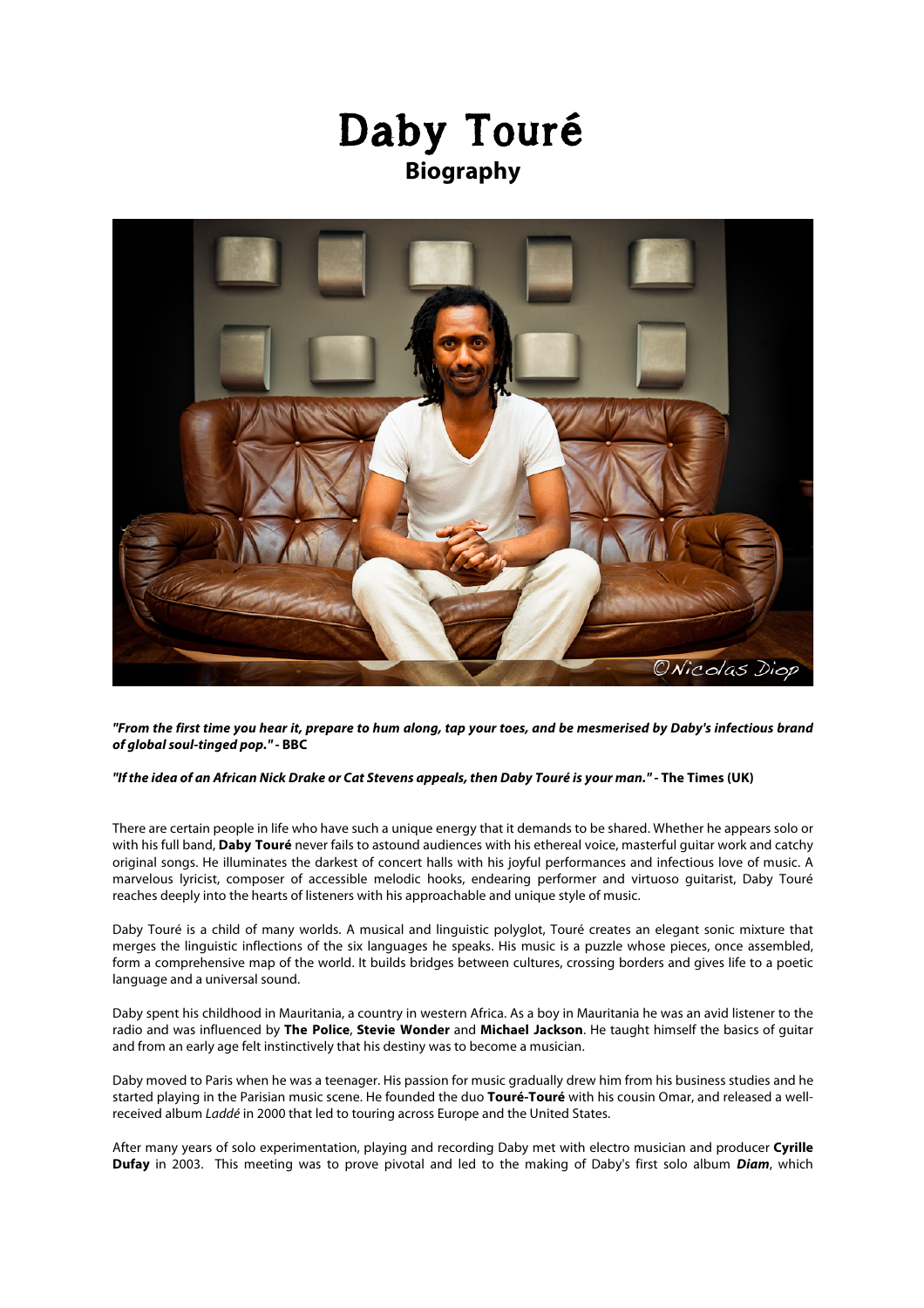# Daby Touré

## Biography

***"From the first time you hear it, prepare to hum along, tap your toes, and be mesmerised by Daby's infectious brand of global soul-tinged pop."*** **- BBC**

***"If the idea of an African Nick Drake or Cat Stevens appeals, then Daby Touré is your man."*** **- The Times (UK)**

There are certain people in life who have such a unique energy that it demands to be shared. Whether he appears solo or with his full band, **Daby Touré** never fails to astound audiences with his ethereal voice, masterful guitar work and catchy original songs. He illuminates the darkest of concert halls with his joyful performances and infectious love of music. A marvelous lyricist, composer of accessible melodic hooks, endearing performer and virtuoso guitarist, Daby Touré reaches deeply into the hearts of listeners with his approachable and unique style of music.

Daby Touré is a child of many worlds. A musical and linguistic polyglot, Touré creates an elegant sonic mixture that merges the linguistic inflections of the six languages he speaks. His music is a puzzle whose pieces, once assembled, form a comprehensive map of the world. It builds bridges between cultures, crossing borders and gives life to a poetic language and a universal sound.

Daby spent his childhood in Mauritania, a country in western Africa. As a boy in Mauritania he was an avid listener to the radio and was influenced by **The Police**, **Stevie Wonder** and **Michael Jackson**. He taught himself the basics of guitar and from an early age felt instinctively that his destiny was to become a musician.

Daby moved to Paris when he was a teenager. His passion for music gradually drew him from his business studies and he started playing in the Parisian music scene. He founded the duo **Touré-Touré** with his cousin Omar, and released a well-received album *Laddé* in 2000 that led to touring across Europe and the United States.

After many years of solo experimentation, playing and recording Daby met with electro musician and producer **Cyrille Dufay** in 2003. This meeting was to prove pivotal and led to the making of Daby's first solo album ***Diam***, which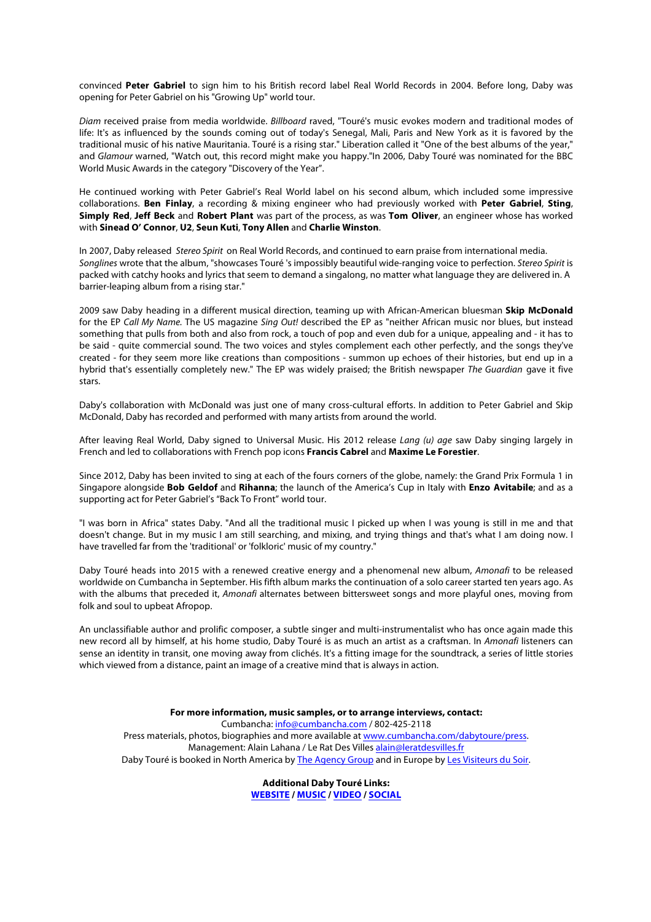convinced **Peter Gabriel** to sign him to his British record label Real World Records in 2004. Before long, Daby was opening for Peter Gabriel on his "Growing Up" world tour.

*Diam* received praise from media worldwide. *Billboard* raved, "Touré's music evokes modern and traditional modes of life: It's as influenced by the sounds coming out of today's Senegal, Mali, Paris and New York as it is favored by the traditional music of his native Mauritania. Touré is a rising star." Liberation called it "One of the best albums of the year," and *Glamour* warned, "Watch out, this record might make you happy."In 2006, Daby Touré was nominated for the BBC World Music Awards in the category "Discovery of the Year".

He continued working with Peter Gabriel's Real World label on his second album, which included some impressive collaborations. **Ben Finlay**, a recording & mixing engineer who had previously worked with **Peter Gabriel**, **Sting**, **Simply Red**, **Jeff Beck** and **Robert Plant** was part of the process, as was **Tom Oliver**, an engineer whose has worked with **Sinead O' Connor**, **U2**, **Seun Kuti**, **Tony Allen** and **Charlie Winston**.

In 2007, Daby released *Stereo Spirit* on Real World Records, and continued to earn praise from international media. *Songlines* wrote that the album, "showcases Touré 's impossibly beautiful wide-ranging voice to perfection. *Stereo Spirit* is packed with catchy hooks and lyrics that seem to demand a singalong, no matter what language they are delivered in. A barrier-leaping album from a rising star."

2009 saw Daby heading in a different musical direction, teaming up with African-American bluesman **Skip McDonald** for the EP *Call My Name*. The US magazine *Sing Out!* described the EP as "neither African music nor blues, but instead something that pulls from both and also from rock, a touch of pop and even dub for a unique, appealing and - it has to be said - quite commercial sound. The two voices and styles complement each other perfectly, and the songs they've created - for they seem more like creations than compositions - summon up echoes of their histories, but end up in a hybrid that's essentially completely new." The EP was widely praised; the British newspaper *The Guardian* gave it five stars.

Daby's collaboration with McDonald was just one of many cross-cultural efforts. In addition to Peter Gabriel and Skip McDonald, Daby has recorded and performed with many artists from around the world.

After leaving Real World, Daby signed to Universal Music. His 2012 release *Lang (u) age* saw Daby singing largely in French and led to collaborations with French pop icons **Francis Cabrel** and **Maxime Le Forestier**.

Since 2012, Daby has been invited to sing at each of the fours corners of the globe, namely: the Grand Prix Formula 1 in Singapore alongside **Bob Geldof** and **Rihanna**; the launch of the America's Cup in Italy with **Enzo Avitabile**; and as a supporting act for Peter Gabriel's "Back To Front" world tour.

"I was born in Africa" states Daby. "And all the traditional music I picked up when I was young is still in me and that doesn't change. But in my music I am still searching, and mixing, and trying things and that's what I am doing now. I have travelled far from the 'traditional' or 'folkloric' music of my country."

Daby Touré heads into 2015 with a renewed creative energy and a phenomenal new album, *Amonafi* to be released worldwide on Cumbancha in September. His fifth album marks the continuation of a solo career started ten years ago. As with the albums that preceded it, *Amonafi* alternates between bittersweet songs and more playful ones, moving from folk and soul to upbeat Afropop.

An unclassifiable author and prolific composer, a subtle singer and multi-instrumentalist who has once again made this new record all by himself, at his home studio, Daby Touré is as much an artist as a craftsman. In *Amonafi* listeners can sense an identity in transit, one moving away from clichés. It's a fitting image for the soundtrack, a series of little stories which viewed from a distance, paint an image of a creative mind that is always in action.

**For more information, music samples, or to arrange interviews, contact:**
Cumbancha: info@cumbancha.com / 802-425-2118
Press materials, photos, biographies and more available at www.cumbancha.com/dabytoure/press.
Management: Alain Lahana / Le Rat Des Villes alain@leratdesvilles.fr
Daby Touré is booked in North America by The Agency Group and in Europe by Les Visiteurs du Soir.

**Additional Daby Touré Links:**
**WEBSITE / MUSIC / VIDEO / SOCIAL**